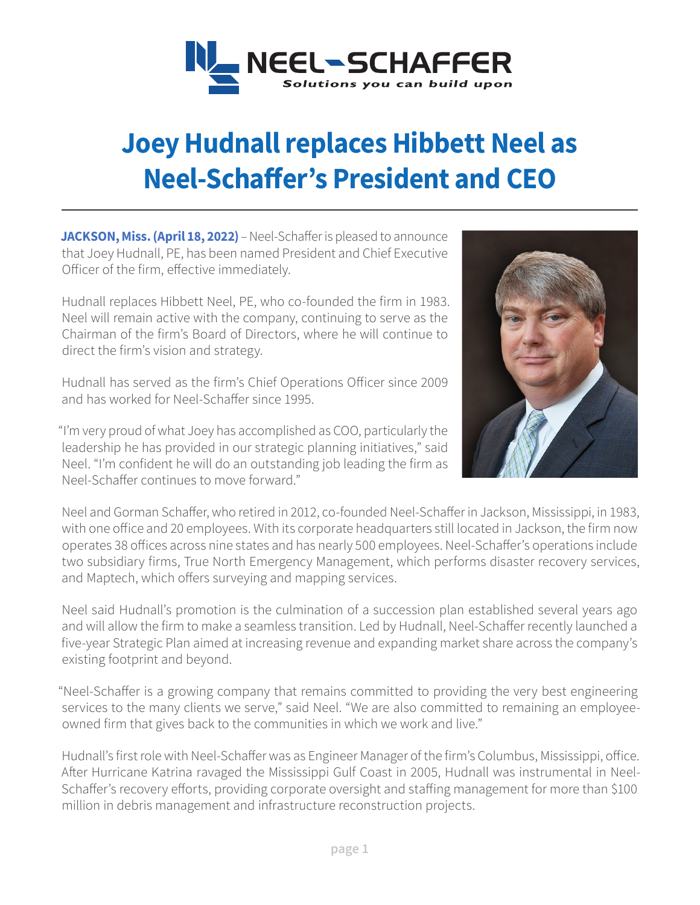# Joey Hudnall replaces Hibbett Neel as Neel-Schaffer's President and CEO

**JACKSON, Miss. (April 18, 2022)** – Neel-Schaffer is pleased to announce that Joey Hudnall, PE, has been named President and Chief Executive Officer of the firm, effective immediately.

Hudnall replaces Hibbett Neel, PE, who co-founded the firm in 1983. Neel will remain active with the company, continuing to serve as the Chairman of the firm's Board of Directors, where he will continue to direct the firm's vision and strategy.

Hudnall has served as the firm's Chief Operations Officer since 2009 and has worked for Neel-Schaffer since 1995.

"I'm very proud of what Joey has accomplished as COO, particularly the leadership he has provided in our strategic planning initiatives," said Neel. "I'm confident he will do an outstanding job leading the firm as Neel-Schaffer continues to move forward."

Neel and Gorman Schaffer, who retired in 2012, co-founded Neel-Schaffer in Jackson, Mississippi, in 1983, with one office and 20 employees. With its corporate headquarters still located in Jackson, the firm now operates 38 offices across nine states and has nearly 500 employees. Neel-Schaffer's operations include two subsidiary firms, True North Emergency Management, which performs disaster recovery services, and Maptech, which offers surveying and mapping services.

Neel said Hudnall's promotion is the culmination of a succession plan established several years ago and will allow the firm to make a seamless transition. Led by Hudnall, Neel-Schaffer recently launched a five-year Strategic Plan aimed at increasing revenue and expanding market share across the company's existing footprint and beyond.

"Neel-Schaffer is a growing company that remains committed to providing the very best engineering services to the many clients we serve," said Neel. "We are also committed to remaining an employee-owned firm that gives back to the communities in which we work and live."

Hudnall's first role with Neel-Schaffer was as Engineer Manager of the firm's Columbus, Mississippi, office. After Hurricane Katrina ravaged the Mississippi Gulf Coast in 2005, Hudnall was instrumental in Neel-Schaffer's recovery efforts, providing corporate oversight and staffing management for more than $100 million in debris management and infrastructure reconstruction projects.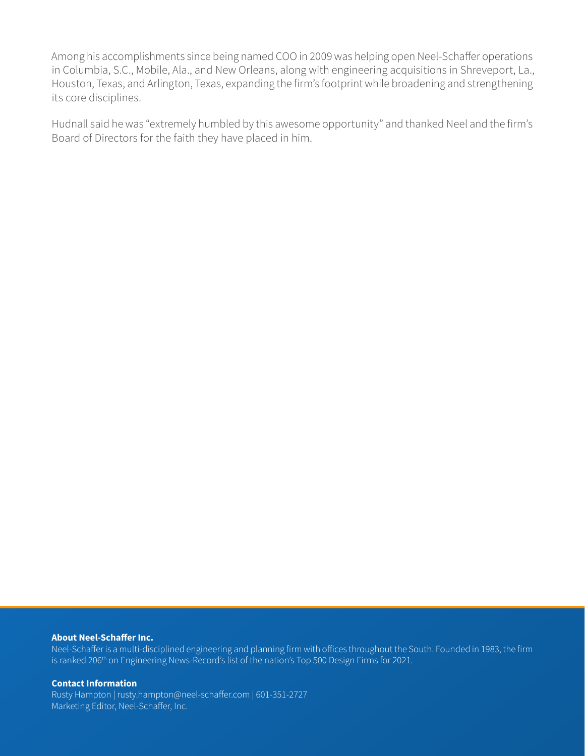Among his accomplishments since being named COO in 2009 was helping open Neel-Schaffer operations in Columbia, S.C., Mobile, Ala., and New Orleans, along with engineering acquisitions in Shreveport, La., Houston, Texas, and Arlington, Texas, expanding the firm's footprint while broadening and strengthening its core disciplines.

Hudnall said he was "extremely humbled by this awesome opportunity" and thanked Neel and the firm's Board of Directors for the faith they have placed in him.

**About Neel-Schaffer Inc.**

Neel-Schaffer is a multi-disciplined engineering and planning firm with offices throughout the South. Founded in 1983, the firm is ranked 206th on Engineering News-Record's list of the nation's Top 500 Design Firms for 2021.

**Contact Information**

Rusty Hampton | rusty.hampton@neel-schaffer.com | 601-351-2727
Marketing Editor, Neel-Schaffer, Inc.